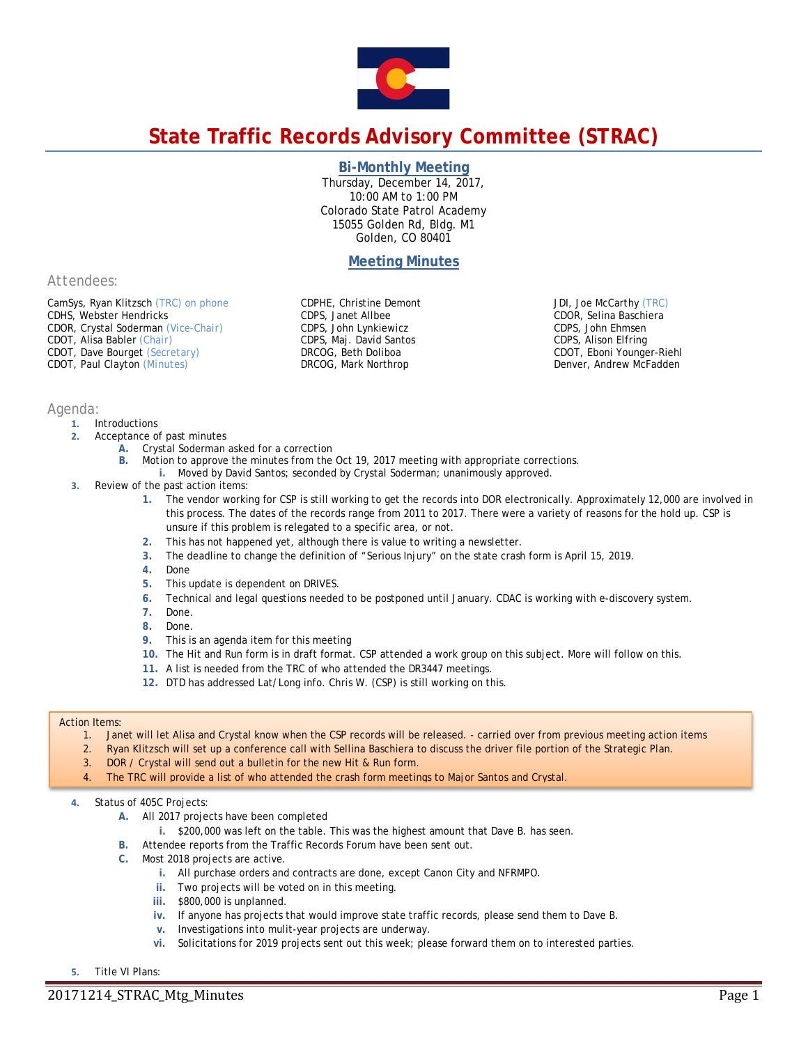// This page is intentionally left blank.

# State Traffic Records Advisory Committee (STRAC)

## Bi-Monthly Meeting

Thursday, December 14, 2017,
10:00 AM to 1:00 PM
Colorado State Patrol Academy
15055 Golden Rd, Bldg. M1
Golden, CO 80401

## Meeting Minutes

### Attendees:

CamSys, Ryan Klitzsch (TRC) on phone
CDHS, Webster Hendricks
CDOR, Crystal Soderman (Vice-Chair)
CDOT, Alisa Babler (Chair)
CDOT, Dave Bourget (Secretary)
CDOT, Paul Clayton (Minutes)
CDPHE, Christine Demont
CDPS, Janet Allbee
CDPS, John Lynkiewicz
CDPS, Maj. David Santos
DRCOG, Beth Doliboa
DRCOG, Mark Northrop
JDI, Joe McCarthy (TRC)
CDOR, Selina Baschiera
CDPS, John Ehmsen
CDPS, Alison Elfring
CDOT, Eboni Younger-Riehl
Denver, Andrew McFadden

### Agenda:

1. Introductions
2. Acceptance of past minutes
   - A. Crystal Soderman asked for a correction
   - B. Motion to approve the minutes from the Oct 19, 2017 meeting with appropriate corrections.
     - i. Moved by David Santos; seconded by Crystal Soderman; unanimously approved.
3. Review of the past action items:
   1. The vendor working for CSP is still working to get the records into DOR electronically. Approximately 12,000 are involved in this process. The dates of the records range from 2011 to 2017. There were a variety of reasons for the hold up. CSP is unsure if this problem is relegated to a specific area, or not.
   2. This has not happened yet, although there is value to writing a newsletter.
   3. The deadline to change the definition of "Serious Injury" on the state crash form is April 15, 2019.
   4. Done
   5. This update is dependent on DRIVES.
   6. Technical and legal questions needed to be postponed until January. CDAC is working with e-discovery system.
   7. Done.
   8. Done.
   9. This is an agenda item for this meeting
   10. The Hit and Run form is in draft format. CSP attended a work group on this subject. More will follow on this.
   11. A list is needed from the TRC of who attended the DR3447 meetings.
   12. DTD has addressed Lat/Long info. Chris W. (CSP) is still working on this.

> Action Items:
> 1. Janet will let Alisa and Crystal know when the CSP records will be released. - carried over from previous meeting action items
> 2. Ryan Klitzsch will set up a conference call with Sellina Baschiera to discuss the driver file portion of the Strategic Plan.
> 3. DOR / Crystal will send out a bulletin for the new Hit & Run form.
> 4. The TRC will provide a list of who attended the crash form meetings to Major Santos and Crystal.

4. Status of 405C Projects:
   - A. All 2017 projects have been completed
     - i. $200,000 was left on the table. This was the highest amount that Dave B. has seen.
   - B. Attendee reports from the Traffic Records Forum have been sent out.
   - C. Most 2018 projects are active.
     - i. All purchase orders and contracts are done, except Canon City and NFRMPO.
     - ii. Two projects will be voted on in this meeting.
     - iii. $800,000 is unplanned.
     - iv. If anyone has projects that would improve state traffic records, please send them to Dave B.
     - v. Investigations into mulit-year projects are underway.
     - vi. Solicitations for 2019 projects sent out this week; please forward them on to interested parties.
5. Title VI Plans: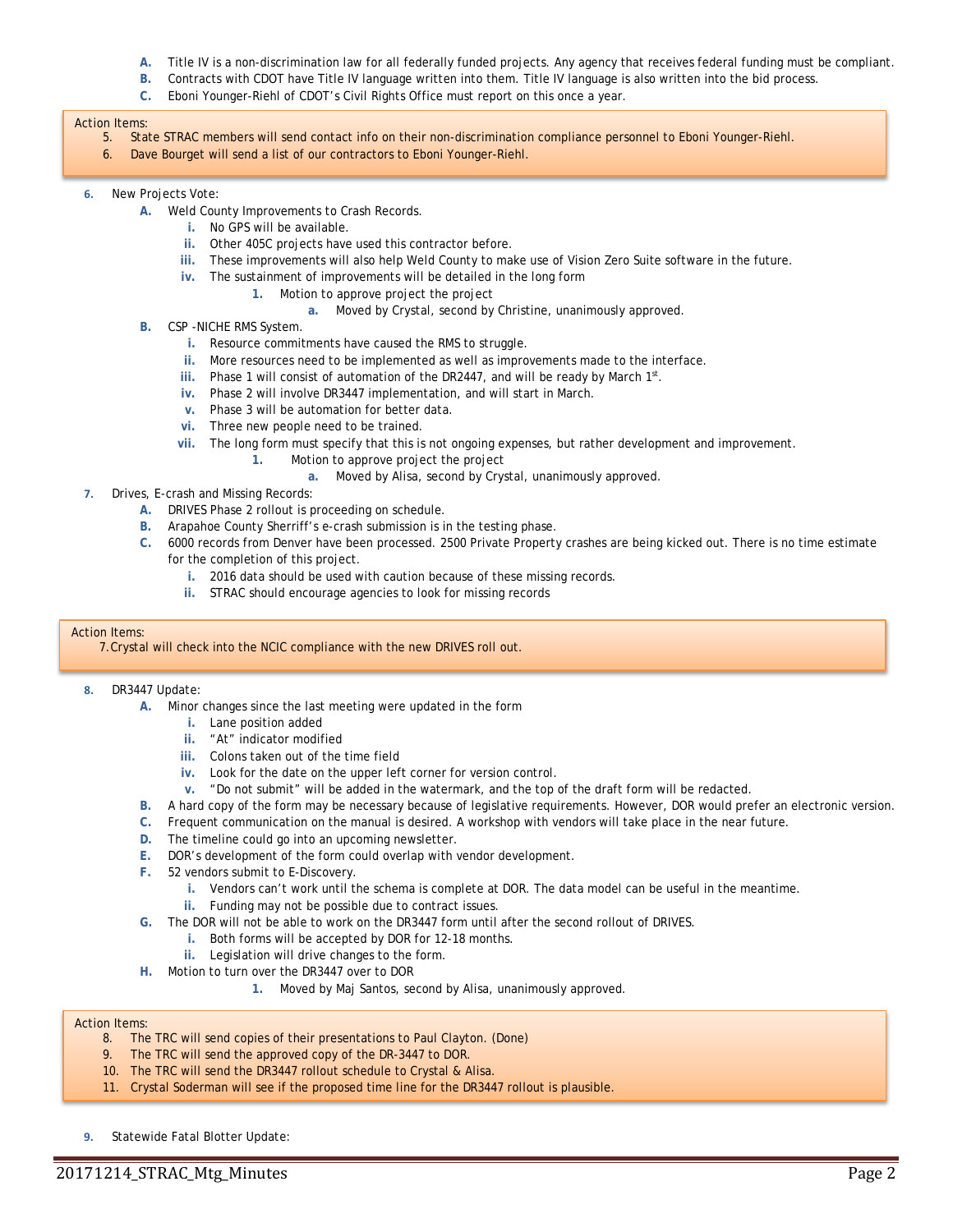A. Title IV is a non-discrimination law for all federally funded projects. Any agency that receives federal funding must be compliant.
B. Contracts with CDOT have Title IV language written into them. Title IV language is also written into the bid process.
C. Eboni Younger-Riehl of CDOT's Civil Rights Office must report on this once a year.

> Action Items:
> 5. State STRAC members will send contact info on their non-discrimination compliance personnel to Eboni Younger-Riehl.
> 6. Dave Bourget will send a list of our contractors to Eboni Younger-Riehl.

6. New Projects Vote:
    A. Weld County Improvements to Crash Records.
        i. No GPS will be available.
        ii. Other 405C projects have used this contractor before.
        iii. These improvements will also help Weld County to make use of Vision Zero Suite software in the future.
        iv. The sustainment of improvements will be detailed in the long form
            1. Motion to approve project the project
                a. Moved by Crystal, second by Christine, unanimously approved.
    B. CSP -NICHE RMS System.
        i. Resource commitments have caused the RMS to struggle.
        ii. More resources need to be implemented as well as improvements made to the interface.
        iii. Phase 1 will consist of automation of the DR2447, and will be ready by March 1st.
        iv. Phase 2 will involve DR3447 implementation, and will start in March.
        v. Phase 3 will be automation for better data.
        vi. Three new people need to be trained.
        vii. The long form must specify that this is not ongoing expenses, but rather development and improvement.
            1. Motion to approve project the project
                a. Moved by Alisa, second by Crystal, unanimously approved.
7. Drives, E-crash and Missing Records:
    A. DRIVES Phase 2 rollout is proceeding on schedule.
    B. Arapahoe County Sherriff's e-crash submission is in the testing phase.
    C. 6000 records from Denver have been processed. 2500 Private Property crashes are being kicked out. There is no time estimate for the completion of this project.
        i. 2016 data should be used with caution because of these missing records.
        ii. STRAC should encourage agencies to look for missing records

> Action Items:
> 7. Crystal will check into the NCIC compliance with the new DRIVES roll out.

8. DR3447 Update:
    A. Minor changes since the last meeting were updated in the form
        i. Lane position added
        ii. "At" indicator modified
        iii. Colons taken out of the time field
        iv. Look for the date on the upper left corner for version control.
        v. "Do not submit" will be added in the watermark, and the top of the draft form will be redacted.
    B. A hard copy of the form may be necessary because of legislative requirements. However, DOR would prefer an electronic version.
    C. Frequent communication on the manual is desired. A workshop with vendors will take place in the near future.
    D. The timeline could go into an upcoming newsletter.
    E. DOR's development of the form could overlap with vendor development.
    F. 52 vendors submit to E-Discovery.
        i. Vendors can't work until the schema is complete at DOR. The data model can be useful in the meantime.
        ii. Funding may not be possible due to contract issues.
    G. The DOR will not be able to work on the DR3447 form until after the second rollout of DRIVES.
        i. Both forms will be accepted by DOR for 12-18 months.
        ii. Legislation will drive changes to the form.
    H. Motion to turn over the DR3447 over to DOR
        1. Moved by Maj Santos, second by Alisa, unanimously approved.

> Action Items:
> 8. The TRC will send copies of their presentations to Paul Clayton. (Done)
> 9. The TRC will send the approved copy of the DR-3447 to DOR.
> 10. The TRC will send the DR3447 rollout schedule to Crystal & Alisa.
> 11. Crystal Soderman will see if the proposed time line for the DR3447 rollout is plausible.

9. Statewide Fatal Blotter Update: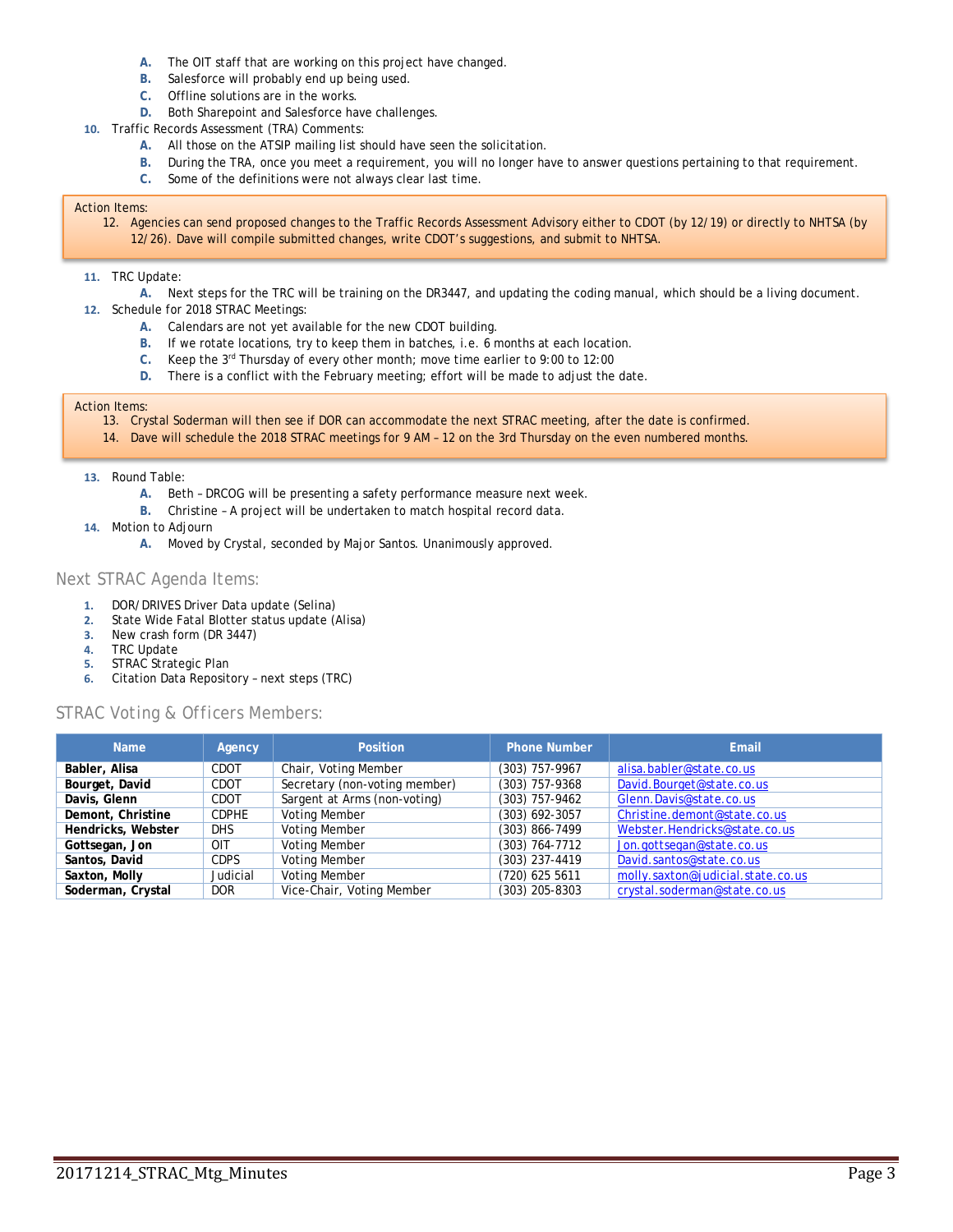A. The OIT staff that are working on this project have changed.
   B. Salesforce will probably end up being used.
   C. Offline solutions are in the works.
   D. Both Sharepoint and Salesforce have challenges.

10. Traffic Records Assessment (TRA) Comments:
    A. All those on the ATSIP mailing list should have seen the solicitation.
    B. During the TRA, once you meet a requirement, you will no longer have to answer questions pertaining to that requirement.
    C. Some of the definitions were not always clear last time.

> Action Items:
> 12. Agencies can send proposed changes to the Traffic Records Assessment Advisory either to CDOT (by 12/19) or directly to NHTSA (by 12/26). Dave will compile submitted changes, write CDOT's suggestions, and submit to NHTSA.

11. TRC Update:
    A. Next steps for the TRC will be training on the DR3447, and updating the coding manual, which should be a living document.

12. Schedule for 2018 STRAC Meetings:
    A. Calendars are not yet available for the new CDOT building.
    B. If we rotate locations, try to keep them in batches, i.e. 6 months at each location.
    C. Keep the 3rd Thursday of every other month; move time earlier to 9:00 to 12:00
    D. There is a conflict with the February meeting; effort will be made to adjust the date.

> Action Items:
> 13. Crystal Soderman will then see if DOR can accommodate the next STRAC meeting, after the date is confirmed.
> 14. Dave will schedule the 2018 STRAC meetings for 9 AM – 12 on the 3rd Thursday on the even numbered months.

13. Round Table:
    A. Beth – DRCOG will be presenting a safety performance measure next week.
    B. Christine – A project will be undertaken to match hospital record data.

14. Motion to Adjourn
    A. Moved by Crystal, seconded by Major Santos. Unanimously approved.

## Next STRAC Agenda Items:

1. DOR/DRIVES Driver Data update (Selina)
2. State Wide Fatal Blotter status update (Alisa)
3. New crash form (DR 3447)
4. TRC Update
5. STRAC Strategic Plan
6. Citation Data Repository – next steps (TRC)

## STRAC Voting & Officers Members:

| Name | Agency | Position | Phone Number | Email |
|---|---|---|---|---|
| **Babler, Alisa** | CDOT | Chair, Voting Member | (303) 757-9967 | alisa.babler@state.co.us |
| **Bourget, David** | CDOT | Secretary (non-voting member) | (303) 757-9368 | David.Bourget@state.co.us |
| **Davis, Glenn** | CDOT | Sargent at Arms (non-voting) | (303) 757-9462 | Glenn.Davis@state.co.us |
| **Demont, Christine** | CDPHE | Voting Member | (303) 692-3057 | Christine.demont@state.co.us |
| **Hendricks, Webster** | DHS | Voting Member | (303) 866-7499 | Webster.Hendricks@state.co.us |
| **Gottsegan, Jon** | OIT | Voting Member | (303) 764-7712 | Jon.gottsegan@state.co.us |
| **Santos, David** | CDPS | Voting Member | (303) 237-4419 | David.santos@state.co.us |
| **Saxton, Molly** | Judicial | Voting Member | (720) 625 5611 | molly.saxton@judicial.state.co.us |
| **Soderman, Crystal** | DOR | Vice-Chair, Voting Member | (303) 205-8303 | crystal.soderman@state.co.us |